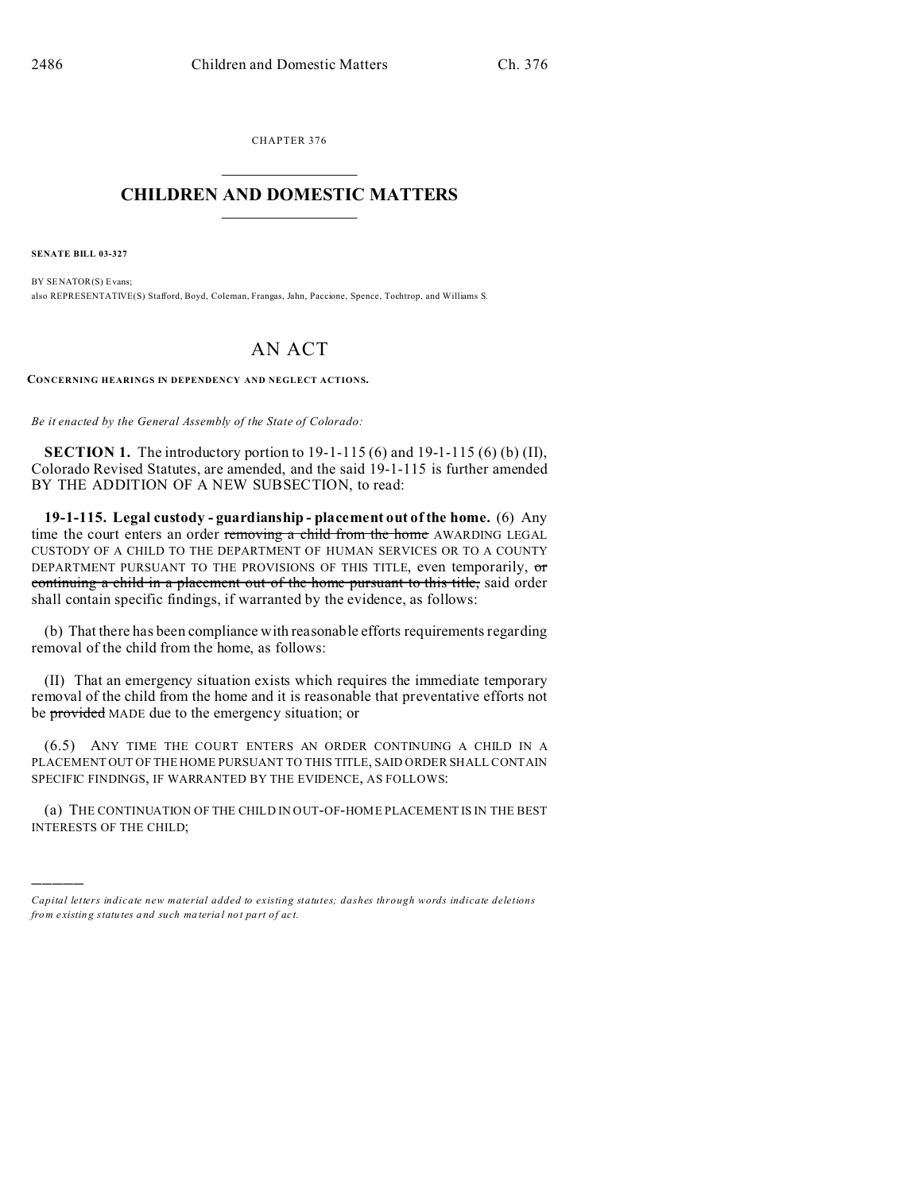CHAPTER 376

# CHILDREN AND DOMESTIC MATTERS

**SENATE BILL 03-327**

BY SENATOR(S) Evans;
also REPRESENTATIVE(S) Stafford, Boyd, Coleman, Frangas, Jahn, Paccione, Spence, Tochtrop, and Williams S.

# AN ACT

**CONCERNING HEARINGS IN DEPENDENCY AND NEGLECT ACTIONS.**

*Be it enacted by the General Assembly of the State of Colorado:*

**SECTION 1.** The introductory portion to 19-1-115 (6) and 19-1-115 (6) (b) (II), Colorado Revised Statutes, are amended, and the said 19-1-115 is further amended BY THE ADDITION OF A NEW SUBSECTION, to read:

**19-1-115. Legal custody - guardianship - placement out of the home.** (6) Any time the court enters an order ~~removing a child from the home~~ AWARDING LEGAL CUSTODY OF A CHILD TO THE DEPARTMENT OF HUMAN SERVICES OR TO A COUNTY DEPARTMENT PURSUANT TO THE PROVISIONS OF THIS TITLE, even temporarily, ~~or continuing a child in a placement out of the home pursuant to this title,~~ said order shall contain specific findings, if warranted by the evidence, as follows:

(b) That there has been compliance with reasonable efforts requirements regarding removal of the child from the home, as follows:

(II) That an emergency situation exists which requires the immediate temporary removal of the child from the home and it is reasonable that preventative efforts not be ~~provided~~ MADE due to the emergency situation; or

(6.5) ANY TIME THE COURT ENTERS AN ORDER CONTINUING A CHILD IN A PLACEMENT OUT OF THE HOME PURSUANT TO THIS TITLE, SAID ORDER SHALL CONTAIN SPECIFIC FINDINGS, IF WARRANTED BY THE EVIDENCE, AS FOLLOWS:

(a) THE CONTINUATION OF THE CHILD IN OUT-OF-HOME PLACEMENT IS IN THE BEST INTERESTS OF THE CHILD;

---

*Capital letters indicate new material added to existing statutes; dashes through words indicate deletions from existing statutes and such material not part of act.*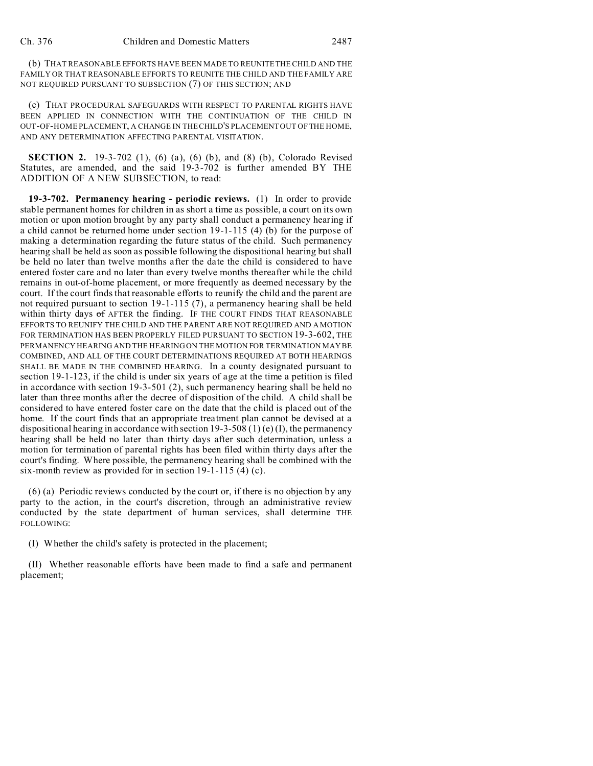(b) THAT REASONABLE EFFORTS HAVE BEEN MADE TO REUNITE THE CHILD AND THE FAMILY OR THAT REASONABLE EFFORTS TO REUNITE THE CHILD AND THE FAMILY ARE NOT REQUIRED PURSUANT TO SUBSECTION (7) OF THIS SECTION; AND

(c) THAT PROCEDURAL SAFEGUARDS WITH RESPECT TO PARENTAL RIGHTS HAVE BEEN APPLIED IN CONNECTION WITH THE CONTINUATION OF THE CHILD IN OUT-OF-HOME PLACEMENT, A CHANGE IN THE CHILD'S PLACEMENT OUT OF THE HOME, AND ANY DETERMINATION AFFECTING PARENTAL VISITATION.

**SECTION 2.** 19-3-702 (1), (6) (a), (6) (b), and (8) (b), Colorado Revised Statutes, are amended, and the said 19-3-702 is further amended BY THE ADDITION OF A NEW SUBSECTION, to read:

**19-3-702. Permanency hearing - periodic reviews.** (1) In order to provide stable permanent homes for children in as short a time as possible, a court on its own motion or upon motion brought by any party shall conduct a permanency hearing if a child cannot be returned home under section 19-1-115 (4) (b) for the purpose of making a determination regarding the future status of the child. Such permanency hearing shall be held as soon as possible following the dispositional hearing but shall be held no later than twelve months after the date the child is considered to have entered foster care and no later than every twelve months thereafter while the child remains in out-of-home placement, or more frequently as deemed necessary by the court. If the court finds that reasonable efforts to reunify the child and the parent are not required pursuant to section 19-1-115 (7), a permanency hearing shall be held within thirty days ~~of~~ AFTER the finding. IF THE COURT FINDS THAT REASONABLE EFFORTS TO REUNIFY THE CHILD AND THE PARENT ARE NOT REQUIRED AND A MOTION FOR TERMINATION HAS BEEN PROPERLY FILED PURSUANT TO SECTION 19-3-602, THE PERMANENCY HEARING AND THE HEARING ON THE MOTION FOR TERMINATION MAY BE COMBINED, AND ALL OF THE COURT DETERMINATIONS REQUIRED AT BOTH HEARINGS SHALL BE MADE IN THE COMBINED HEARING. In a county designated pursuant to section 19-1-123, if the child is under six years of age at the time a petition is filed in accordance with section 19-3-501 (2), such permanency hearing shall be held no later than three months after the decree of disposition of the child. A child shall be considered to have entered foster care on the date that the child is placed out of the home. If the court finds that an appropriate treatment plan cannot be devised at a dispositional hearing in accordance with section 19-3-508 (1) (e) (I), the permanency hearing shall be held no later than thirty days after such determination, unless a motion for termination of parental rights has been filed within thirty days after the court's finding. Where possible, the permanency hearing shall be combined with the six-month review as provided for in section 19-1-115 (4) (c).

(6) (a) Periodic reviews conducted by the court or, if there is no objection by any party to the action, in the court's discretion, through an administrative review conducted by the state department of human services, shall determine THE FOLLOWING:

(I) Whether the child's safety is protected in the placement;

(II) Whether reasonable efforts have been made to find a safe and permanent placement;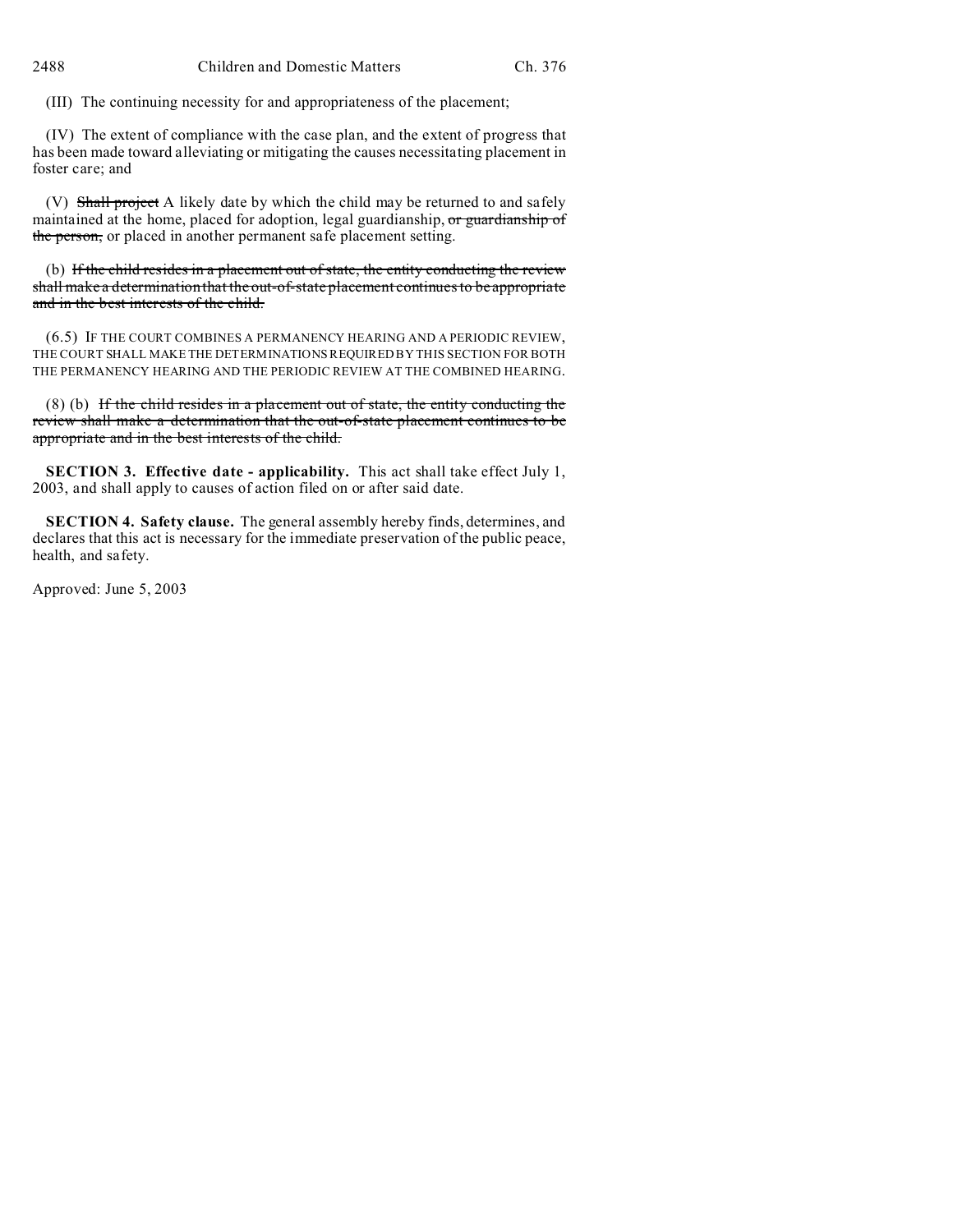(III) The continuing necessity for and appropriateness of the placement;

(IV) The extent of compliance with the case plan, and the extent of progress that has been made toward alleviating or mitigating the causes necessitating placement in foster care; and

(V) ~~Shall project~~ A likely date by which the child may be returned to and safely maintained at the home, placed for adoption, legal guardianship, ~~or guardianship of the person,~~ or placed in another permanent safe placement setting.

(b) ~~If the child resides in a placement out of state, the entity conducting the review shall make a determination that the out-of-state placement continues to be appropriate and in the best interests of the child.~~

(6.5) IF THE COURT COMBINES A PERMANENCY HEARING AND A PERIODIC REVIEW, THE COURT SHALL MAKE THE DETERMINATIONS REQUIRED BY THIS SECTION FOR BOTH THE PERMANENCY HEARING AND THE PERIODIC REVIEW AT THE COMBINED HEARING.

(8) (b) ~~If the child resides in a placement out of state, the entity conducting the review shall make a determination that the out-of-state placement continues to be appropriate and in the best interests of the child.~~

**SECTION 3. Effective date - applicability.** This act shall take effect July 1, 2003, and shall apply to causes of action filed on or after said date.

**SECTION 4. Safety clause.** The general assembly hereby finds, determines, and declares that this act is necessary for the immediate preservation of the public peace, health, and safety.

Approved: June 5, 2003